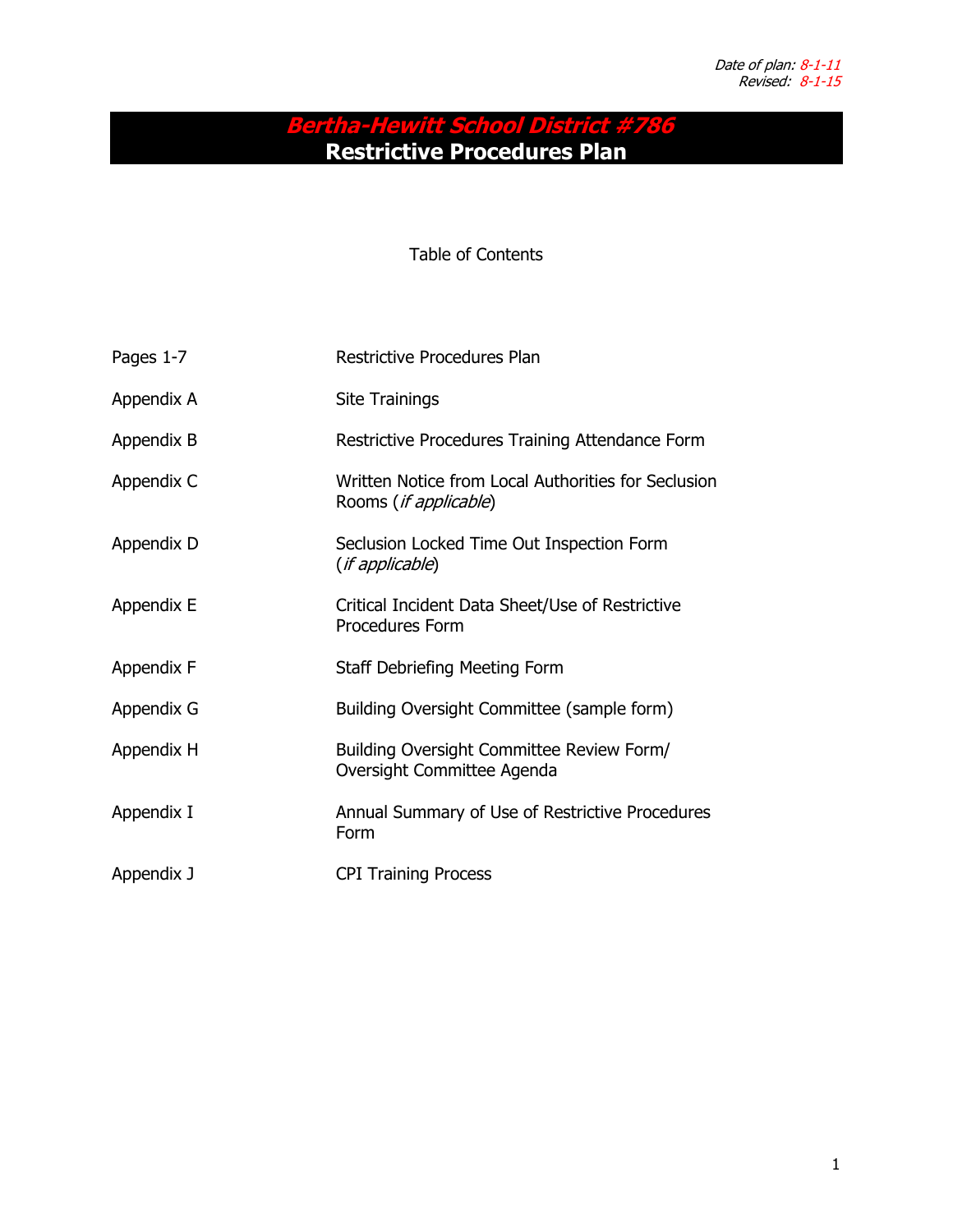*Date of plan: 8-1-11*
*Revised: 8-1-15*

# *Bertha-Hewitt School District #786*
# Restrictive Procedures Plan

Table of Contents

| | |
|---|---|
| Pages 1-7 | Restrictive Procedures Plan |
| Appendix A | Site Trainings |
| Appendix B | Restrictive Procedures Training Attendance Form |
| Appendix C | Written Notice from Local Authorities for Seclusion Rooms (*if applicable*) |
| Appendix D | Seclusion Locked Time Out Inspection Form (*if applicable*) |
| Appendix E | Critical Incident Data Sheet/Use of Restrictive Procedures Form |
| Appendix F | Staff Debriefing Meeting Form |
| Appendix G | Building Oversight Committee (sample form) |
| Appendix H | Building Oversight Committee Review Form/ Oversight Committee Agenda |
| Appendix I | Annual Summary of Use of Restrictive Procedures Form |
| Appendix J | CPI Training Process |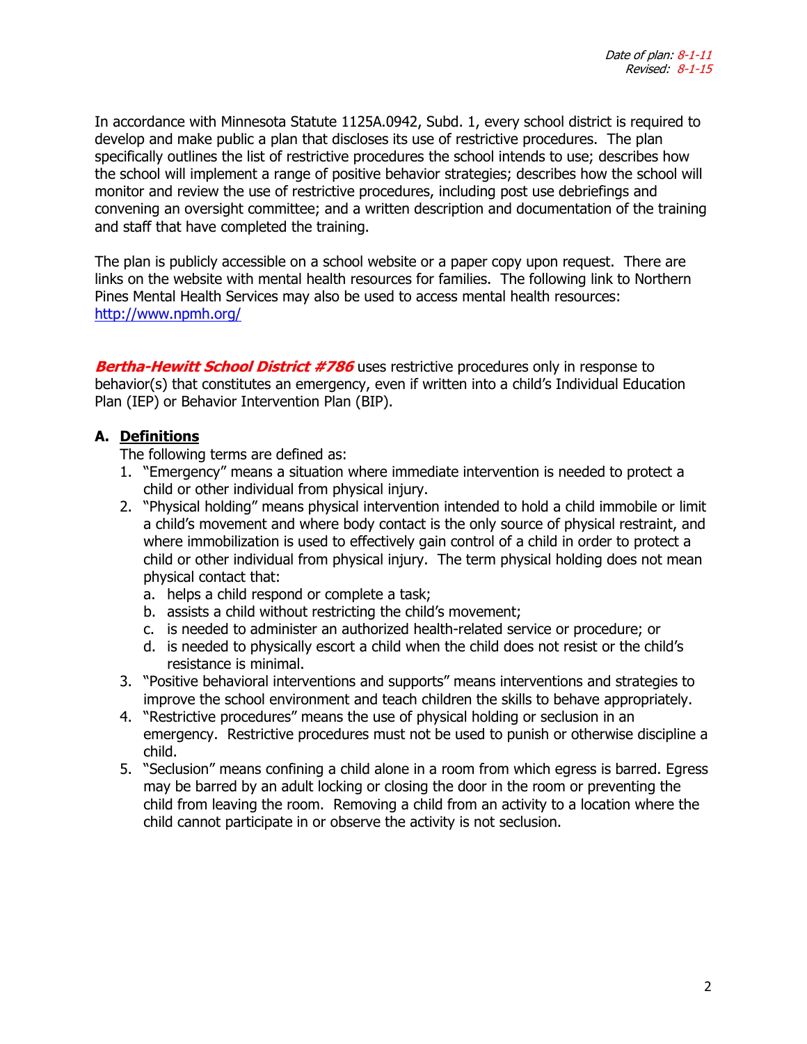*Date of plan: 8-1-11*
*Revised: 8-1-15*

In accordance with Minnesota Statute 1125A.0942, Subd. 1, every school district is required to develop and make public a plan that discloses its use of restrictive procedures. The plan specifically outlines the list of restrictive procedures the school intends to use; describes how the school will implement a range of positive behavior strategies; describes how the school will monitor and review the use of restrictive procedures, including post use debriefings and convening an oversight committee; and a written description and documentation of the training and staff that have completed the training.

The plan is publicly accessible on a school website or a paper copy upon request. There are links on the website with mental health resources for families. The following link to Northern Pines Mental Health Services may also be used to access mental health resources: http://www.npmh.org/

***Bertha-Hewitt School District #786*** uses restrictive procedures only in response to behavior(s) that constitutes an emergency, even if written into a child's Individual Education Plan (IEP) or Behavior Intervention Plan (BIP).

## A. Definitions

The following terms are defined as:

1. "Emergency" means a situation where immediate intervention is needed to protect a child or other individual from physical injury.
2. "Physical holding" means physical intervention intended to hold a child immobile or limit a child's movement and where body contact is the only source of physical restraint, and where immobilization is used to effectively gain control of a child in order to protect a child or other individual from physical injury. The term physical holding does not mean physical contact that:
   a. helps a child respond or complete a task;
   b. assists a child without restricting the child's movement;
   c. is needed to administer an authorized health-related service or procedure; or
   d. is needed to physically escort a child when the child does not resist or the child's resistance is minimal.
3. "Positive behavioral interventions and supports" means interventions and strategies to improve the school environment and teach children the skills to behave appropriately.
4. "Restrictive procedures" means the use of physical holding or seclusion in an emergency. Restrictive procedures must not be used to punish or otherwise discipline a child.
5. "Seclusion" means confining a child alone in a room from which egress is barred. Egress may be barred by an adult locking or closing the door in the room or preventing the child from leaving the room. Removing a child from an activity to a location where the child cannot participate in or observe the activity is not seclusion.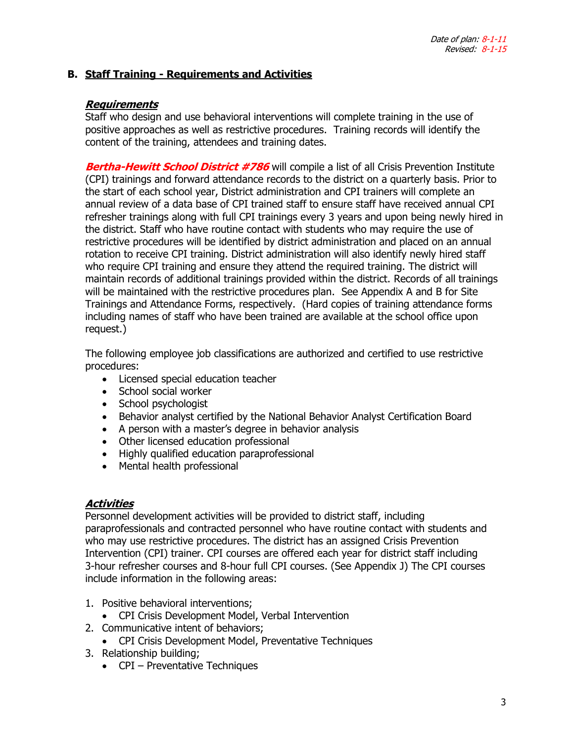*Date of plan: 8-1-11*
*Revised: 8-1-15*

## B. Staff Training - Requirements and Activities

### ***Requirements***

Staff who design and use behavioral interventions will complete training in the use of positive approaches as well as restrictive procedures. Training records will identify the content of the training, attendees and training dates.

***Bertha-Hewitt School District #786*** will compile a list of all Crisis Prevention Institute (CPI) trainings and forward attendance records to the district on a quarterly basis. Prior to the start of each school year, District administration and CPI trainers will complete an annual review of a data base of CPI trained staff to ensure staff have received annual CPI refresher trainings along with full CPI trainings every 3 years and upon being newly hired in the district. Staff who have routine contact with students who may require the use of restrictive procedures will be identified by district administration and placed on an annual rotation to receive CPI training. District administration will also identify newly hired staff who require CPI training and ensure they attend the required training. The district will maintain records of additional trainings provided within the district. Records of all trainings will be maintained with the restrictive procedures plan. See Appendix A and B for Site Trainings and Attendance Forms, respectively. (Hard copies of training attendance forms including names of staff who have been trained are available at the school office upon request.)

The following employee job classifications are authorized and certified to use restrictive procedures:

- Licensed special education teacher
- School social worker
- School psychologist
- Behavior analyst certified by the National Behavior Analyst Certification Board
- A person with a master's degree in behavior analysis
- Other licensed education professional
- Highly qualified education paraprofessional
- Mental health professional

### ***Activities***

Personnel development activities will be provided to district staff, including paraprofessionals and contracted personnel who have routine contact with students and who may use restrictive procedures. The district has an assigned Crisis Prevention Intervention (CPI) trainer. CPI courses are offered each year for district staff including 3-hour refresher courses and 8-hour full CPI courses. (See Appendix J) The CPI courses include information in the following areas:

1. Positive behavioral interventions;
   - CPI Crisis Development Model, Verbal Intervention
2. Communicative intent of behaviors;
   - CPI Crisis Development Model, Preventative Techniques
3. Relationship building;
   - CPI – Preventative Techniques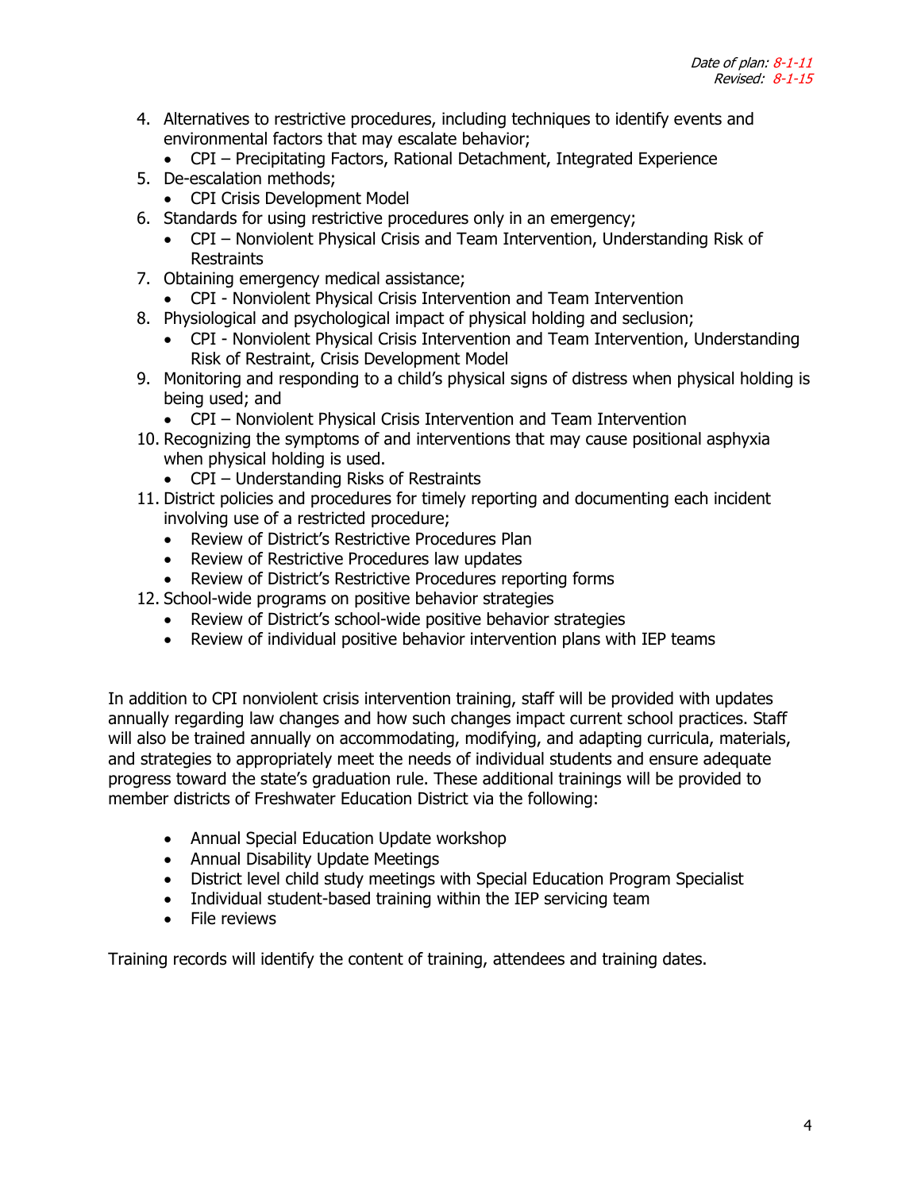*Date of plan: 8-1-11*
*Revised: 8-1-15*

4. Alternatives to restrictive procedures, including techniques to identify events and environmental factors that may escalate behavior;
   - CPI – Precipitating Factors, Rational Detachment, Integrated Experience
5. De-escalation methods;
   - CPI Crisis Development Model
6. Standards for using restrictive procedures only in an emergency;
   - CPI – Nonviolent Physical Crisis and Team Intervention, Understanding Risk of Restraints
7. Obtaining emergency medical assistance;
   - CPI - Nonviolent Physical Crisis Intervention and Team Intervention
8. Physiological and psychological impact of physical holding and seclusion;
   - CPI - Nonviolent Physical Crisis Intervention and Team Intervention, Understanding Risk of Restraint, Crisis Development Model
9. Monitoring and responding to a child's physical signs of distress when physical holding is being used; and
   - CPI – Nonviolent Physical Crisis Intervention and Team Intervention
10. Recognizing the symptoms of and interventions that may cause positional asphyxia when physical holding is used.
    - CPI – Understanding Risks of Restraints
11. District policies and procedures for timely reporting and documenting each incident involving use of a restricted procedure;
    - Review of District's Restrictive Procedures Plan
    - Review of Restrictive Procedures law updates
    - Review of District's Restrictive Procedures reporting forms
12. School-wide programs on positive behavior strategies
    - Review of District's school-wide positive behavior strategies
    - Review of individual positive behavior intervention plans with IEP teams

In addition to CPI nonviolent crisis intervention training, staff will be provided with updates annually regarding law changes and how such changes impact current school practices. Staff will also be trained annually on accommodating, modifying, and adapting curricula, materials, and strategies to appropriately meet the needs of individual students and ensure adequate progress toward the state's graduation rule. These additional trainings will be provided to member districts of Freshwater Education District via the following:

- Annual Special Education Update workshop
- Annual Disability Update Meetings
- District level child study meetings with Special Education Program Specialist
- Individual student-based training within the IEP servicing team
- File reviews

Training records will identify the content of training, attendees and training dates.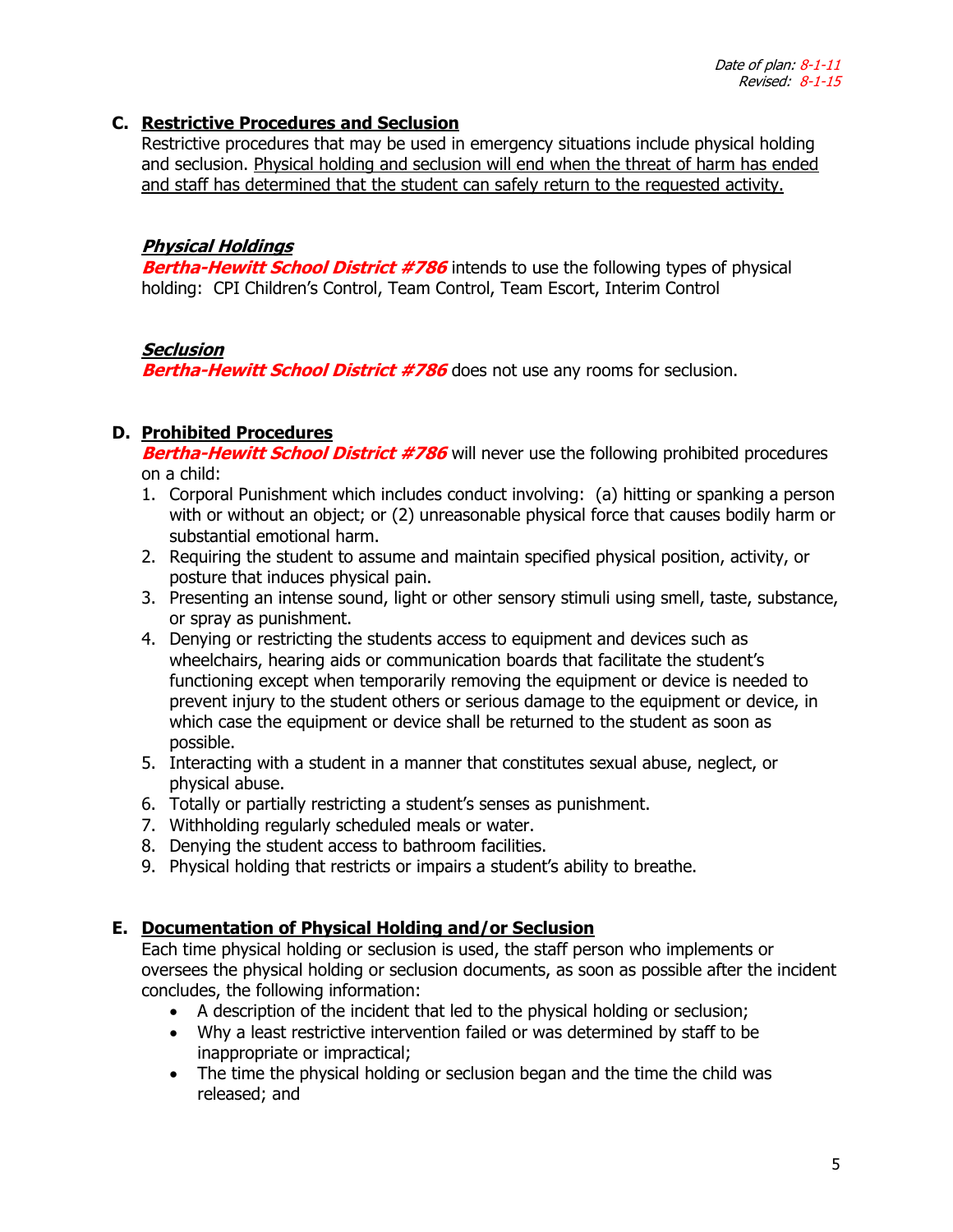*Date of plan: 8-1-11*
*Revised: 8-1-15*

## C. Restrictive Procedures and Seclusion

Restrictive procedures that may be used in emergency situations include physical holding and seclusion. Physical holding and seclusion will end when the threat of harm has ended and staff has determined that the student can safely return to the requested activity.

### *Physical Holdings*

***Bertha-Hewitt School District #786*** intends to use the following types of physical holding: CPI Children's Control, Team Control, Team Escort, Interim Control

### *Seclusion*

***Bertha-Hewitt School District #786*** does not use any rooms for seclusion.

## D. Prohibited Procedures

***Bertha-Hewitt School District #786*** will never use the following prohibited procedures on a child:

1. Corporal Punishment which includes conduct involving: (a) hitting or spanking a person with or without an object; or (2) unreasonable physical force that causes bodily harm or substantial emotional harm.
2. Requiring the student to assume and maintain specified physical position, activity, or posture that induces physical pain.
3. Presenting an intense sound, light or other sensory stimuli using smell, taste, substance, or spray as punishment.
4. Denying or restricting the students access to equipment and devices such as wheelchairs, hearing aids or communication boards that facilitate the student's functioning except when temporarily removing the equipment or device is needed to prevent injury to the student others or serious damage to the equipment or device, in which case the equipment or device shall be returned to the student as soon as possible.
5. Interacting with a student in a manner that constitutes sexual abuse, neglect, or physical abuse.
6. Totally or partially restricting a student's senses as punishment.
7. Withholding regularly scheduled meals or water.
8. Denying the student access to bathroom facilities.
9. Physical holding that restricts or impairs a student's ability to breathe.

## E. Documentation of Physical Holding and/or Seclusion

Each time physical holding or seclusion is used, the staff person who implements or oversees the physical holding or seclusion documents, as soon as possible after the incident concludes, the following information:

- A description of the incident that led to the physical holding or seclusion;
- Why a least restrictive intervention failed or was determined by staff to be inappropriate or impractical;
- The time the physical holding or seclusion began and the time the child was released; and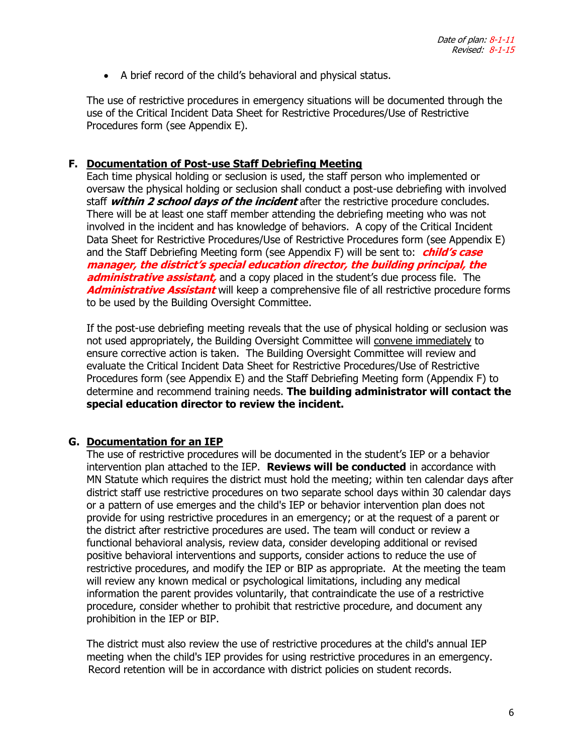*Date of plan: 8-1-11*
*Revised: 8-1-15*

- A brief record of the child's behavioral and physical status.

The use of restrictive procedures in emergency situations will be documented through the use of the Critical Incident Data Sheet for Restrictive Procedures/Use of Restrictive Procedures form (see Appendix E).

### F. Documentation of Post-use Staff Debriefing Meeting

Each time physical holding or seclusion is used, the staff person who implemented or oversaw the physical holding or seclusion shall conduct a post-use debriefing with involved staff ***within 2 school days of the incident*** after the restrictive procedure concludes. There will be at least one staff member attending the debriefing meeting who was not involved in the incident and has knowledge of behaviors. A copy of the Critical Incident Data Sheet for Restrictive Procedures/Use of Restrictive Procedures form (see Appendix E) and the Staff Debriefing Meeting form (see Appendix F) will be sent to: ***child's case manager, the district's special education director, the building principal, the administrative assistant,*** and a copy placed in the student's due process file. The ***Administrative Assistant*** will keep a comprehensive file of all restrictive procedure forms to be used by the Building Oversight Committee.

If the post-use debriefing meeting reveals that the use of physical holding or seclusion was not used appropriately, the Building Oversight Committee will convene immediately to ensure corrective action is taken. The Building Oversight Committee will review and evaluate the Critical Incident Data Sheet for Restrictive Procedures/Use of Restrictive Procedures form (see Appendix E) and the Staff Debriefing Meeting form (Appendix F) to determine and recommend training needs. **The building administrator will contact the special education director to review the incident.**

### G. Documentation for an IEP

The use of restrictive procedures will be documented in the student's IEP or a behavior intervention plan attached to the IEP. **Reviews will be conducted** in accordance with MN Statute which requires the district must hold the meeting; within ten calendar days after district staff use restrictive procedures on two separate school days within 30 calendar days or a pattern of use emerges and the child's IEP or behavior intervention plan does not provide for using restrictive procedures in an emergency; or at the request of a parent or the district after restrictive procedures are used. The team will conduct or review a functional behavioral analysis, review data, consider developing additional or revised positive behavioral interventions and supports, consider actions to reduce the use of restrictive procedures, and modify the IEP or BIP as appropriate. At the meeting the team will review any known medical or psychological limitations, including any medical information the parent provides voluntarily, that contraindicate the use of a restrictive procedure, consider whether to prohibit that restrictive procedure, and document any prohibition in the IEP or BIP.

The district must also review the use of restrictive procedures at the child's annual IEP meeting when the child's IEP provides for using restrictive procedures in an emergency. Record retention will be in accordance with district policies on student records.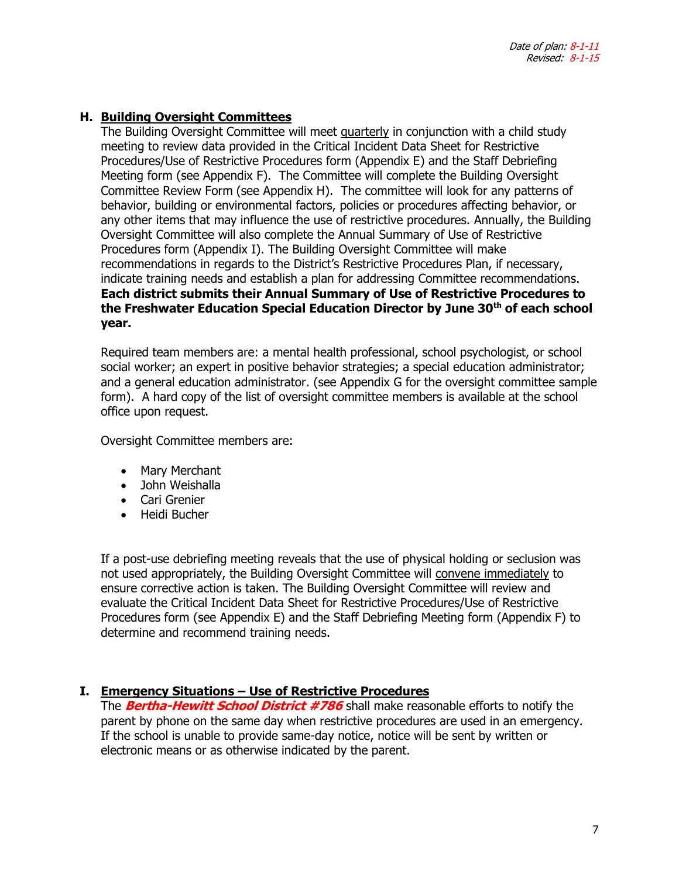*Date of plan: 8-1-11*
*Revised: 8-1-15*

## H. Building Oversight Committees

The Building Oversight Committee will meet quarterly in conjunction with a child study meeting to review data provided in the Critical Incident Data Sheet for Restrictive Procedures/Use of Restrictive Procedures form (Appendix E) and the Staff Debriefing Meeting form (see Appendix F). The Committee will complete the Building Oversight Committee Review Form (see Appendix H). The committee will look for any patterns of behavior, building or environmental factors, policies or procedures affecting behavior, or any other items that may influence the use of restrictive procedures. Annually, the Building Oversight Committee will also complete the Annual Summary of Use of Restrictive Procedures form (Appendix I). The Building Oversight Committee will make recommendations in regards to the District's Restrictive Procedures Plan, if necessary, indicate training needs and establish a plan for addressing Committee recommendations. **Each district submits their Annual Summary of Use of Restrictive Procedures to the Freshwater Education Special Education Director by June 30th of each school year.**

Required team members are: a mental health professional, school psychologist, or school social worker; an expert in positive behavior strategies; a special education administrator; and a general education administrator. (see Appendix G for the oversight committee sample form). A hard copy of the list of oversight committee members is available at the school office upon request.

Oversight Committee members are:

- Mary Merchant
- John Weishalla
- Cari Grenier
- Heidi Bucher

If a post-use debriefing meeting reveals that the use of physical holding or seclusion was not used appropriately, the Building Oversight Committee will convene immediately to ensure corrective action is taken. The Building Oversight Committee will review and evaluate the Critical Incident Data Sheet for Restrictive Procedures/Use of Restrictive Procedures form (see Appendix E) and the Staff Debriefing Meeting form (Appendix F) to determine and recommend training needs.

## I. Emergency Situations – Use of Restrictive Procedures

The ***Bertha-Hewitt School District #786*** shall make reasonable efforts to notify the parent by phone on the same day when restrictive procedures are used in an emergency. If the school is unable to provide same-day notice, notice will be sent by written or electronic means or as otherwise indicated by the parent.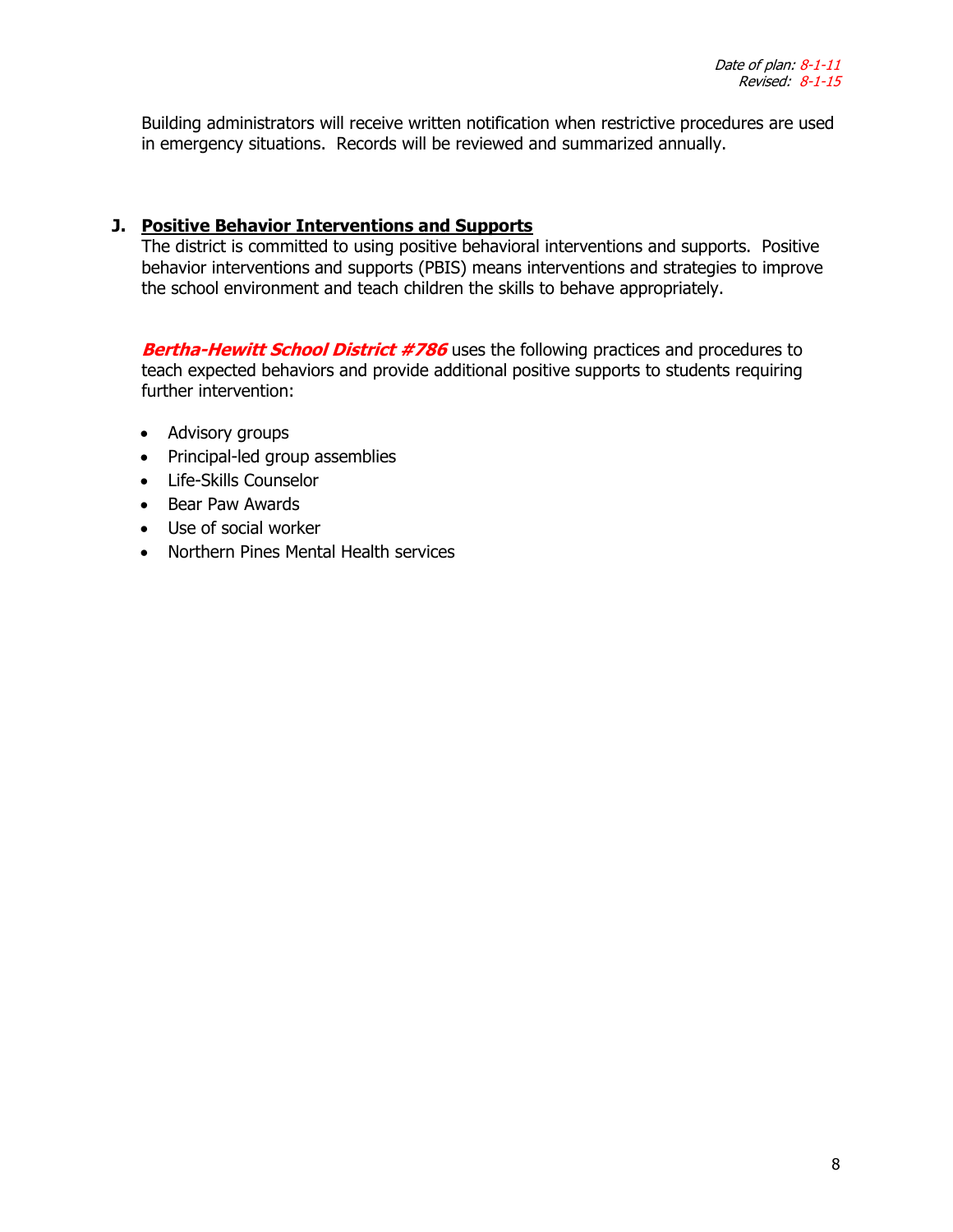*Date of plan: 8-1-11*
*Revised: 8-1-15*

Building administrators will receive written notification when restrictive procedures are used in emergency situations. Records will be reviewed and summarized annually.

## J. Positive Behavior Interventions and Supports

The district is committed to using positive behavioral interventions and supports. Positive behavior interventions and supports (PBIS) means interventions and strategies to improve the school environment and teach children the skills to behave appropriately.

***Bertha-Hewitt School District #786*** uses the following practices and procedures to teach expected behaviors and provide additional positive supports to students requiring further intervention:

- Advisory groups
- Principal-led group assemblies
- Life-Skills Counselor
- Bear Paw Awards
- Use of social worker
- Northern Pines Mental Health services